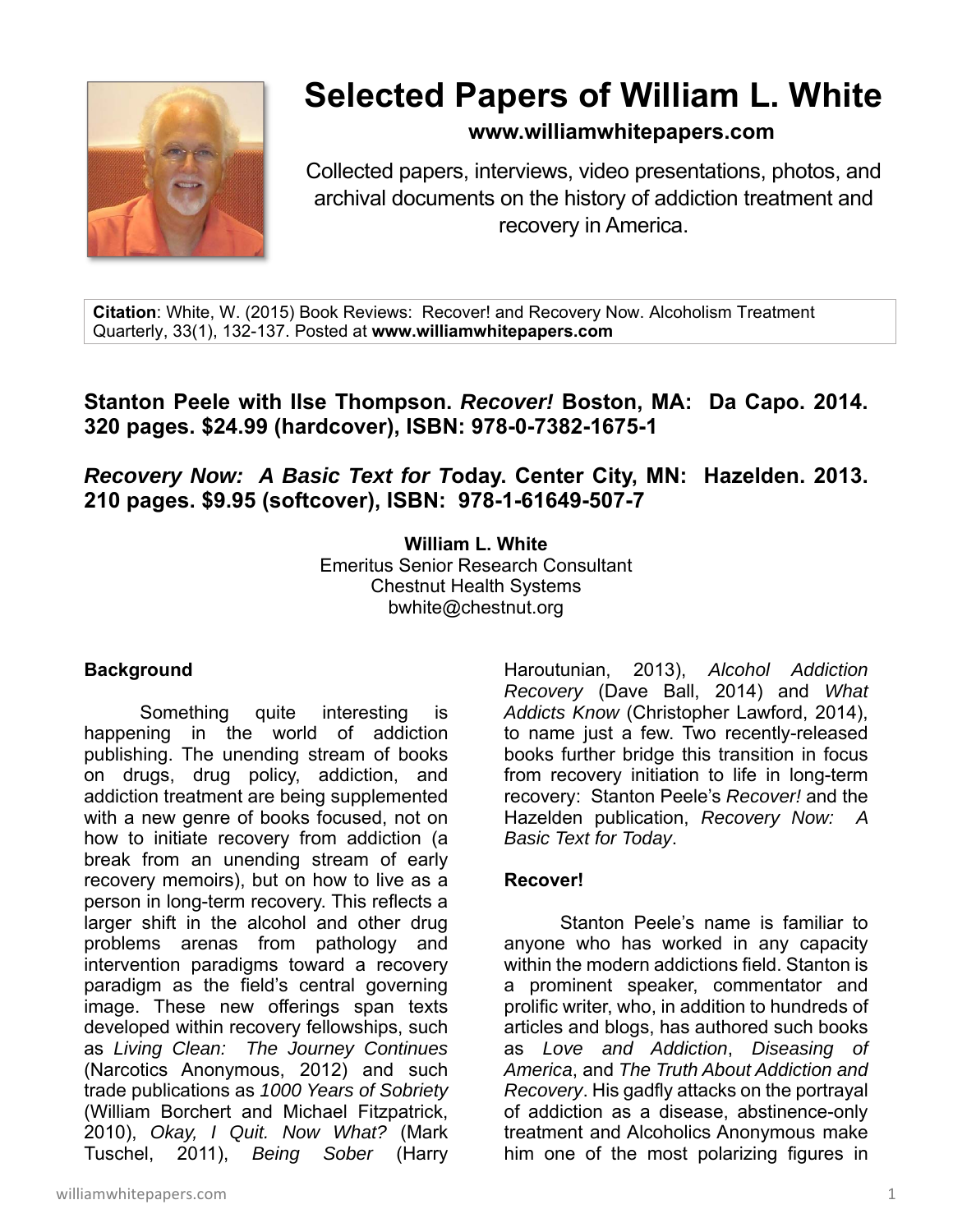# Selected Papers of William L. White

**www.williamwhitepapers.com**

Collected papers, interviews, video presentations, photos, and archival documents on the history of addiction treatment and recovery in America.

**Citation**: White, W. (2015) Book Reviews: Recover! and Recovery Now. Alcoholism Treatment Quarterly, 33(1), 132-137. Posted at **www.williamwhitepapers.com**

**Stanton Peele with Ilse Thompson. *Recover!* Boston, MA: Da Capo. 2014. 320 pages. $24.99 (hardcover), ISBN: 978-0-7382-1675-1**

***Recovery Now: A Basic Text for T*oday. Center City, MN: Hazelden. 2013. 210 pages. $9.95 (softcover), ISBN: 978-1-61649-507-7**

**William L. White**
Emeritus Senior Research Consultant
Chestnut Health Systems
bwhite@chestnut.org

## Background

Something quite interesting is happening in the world of addiction publishing. The unending stream of books on drugs, drug policy, addiction, and addiction treatment are being supplemented with a new genre of books focused, not on how to initiate recovery from addiction (a break from an unending stream of early recovery memoirs), but on how to live as a person in long-term recovery. This reflects a larger shift in the alcohol and other drug problems arenas from pathology and intervention paradigms toward a recovery paradigm as the field's central governing image. These new offerings span texts developed within recovery fellowships, such as *Living Clean: The Journey Continues* (Narcotics Anonymous, 2012) and such trade publications as *1000 Years of Sobriety* (William Borchert and Michael Fitzpatrick, 2010), *Okay, I Quit. Now What?* (Mark Tuschel, 2011), *Being Sober* (Harry Haroutunian, 2013), *Alcohol Addiction Recovery* (Dave Ball, 2014) and *What Addicts Know* (Christopher Lawford, 2014), to name just a few. Two recently-released books further bridge this transition in focus from recovery initiation to life in long-term recovery: Stanton Peele's *Recover!* and the Hazelden publication, *Recovery Now: A Basic Text for Today*.

## Recover!

Stanton Peele's name is familiar to anyone who has worked in any capacity within the modern addictions field. Stanton is a prominent speaker, commentator and prolific writer, who, in addition to hundreds of articles and blogs, has authored such books as *Love and Addiction*, *Diseasing of America*, and *The Truth About Addiction and Recovery*. His gadfly attacks on the portrayal of addiction as a disease, abstinence-only treatment and Alcoholics Anonymous make him one of the most polarizing figures in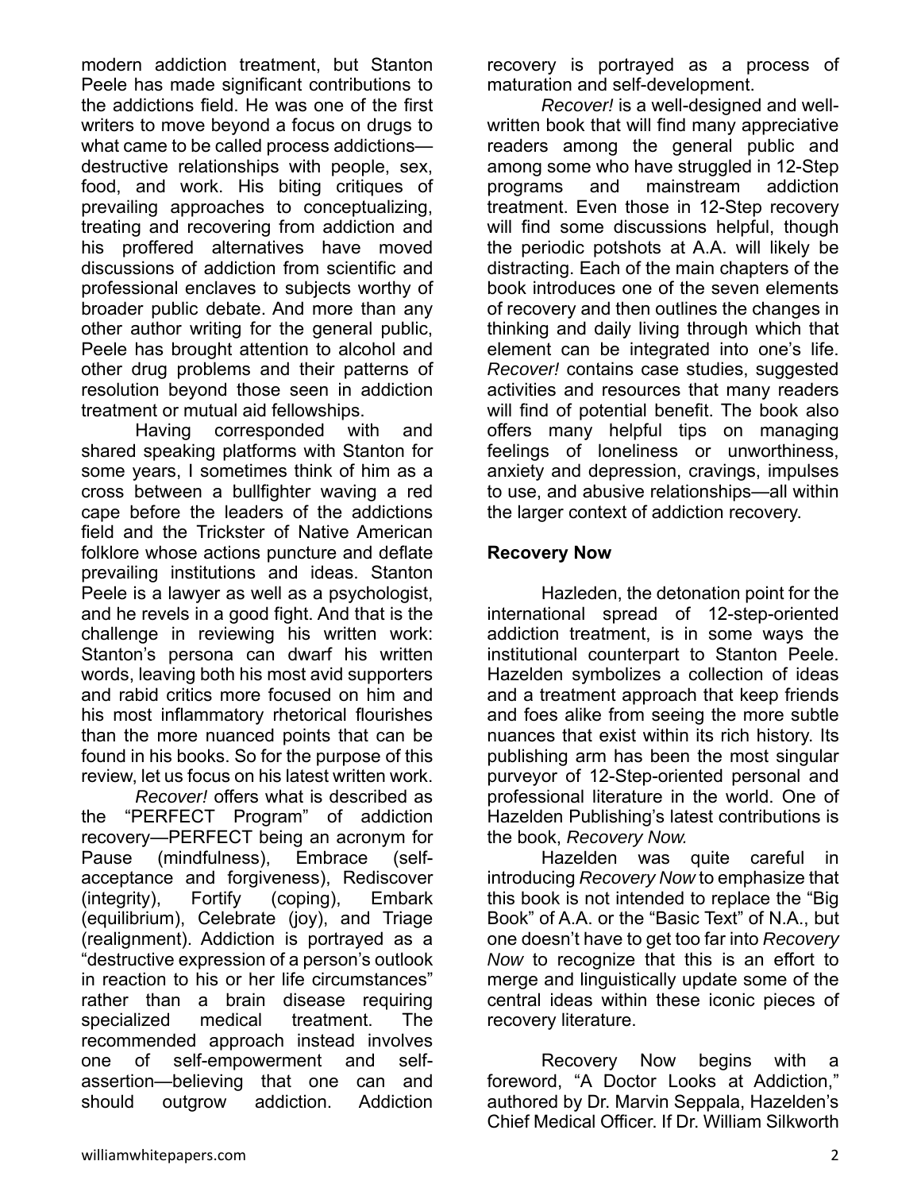modern addiction treatment, but Stanton Peele has made significant contributions to the addictions field. He was one of the first writers to move beyond a focus on drugs to what came to be called process addictions—destructive relationships with people, sex, food, and work. His biting critiques of prevailing approaches to conceptualizing, treating and recovering from addiction and his proffered alternatives have moved discussions of addiction from scientific and professional enclaves to subjects worthy of broader public debate. And more than any other author writing for the general public, Peele has brought attention to alcohol and other drug problems and their patterns of resolution beyond those seen in addiction treatment or mutual aid fellowships.

Having corresponded with and shared speaking platforms with Stanton for some years, I sometimes think of him as a cross between a bullfighter waving a red cape before the leaders of the addictions field and the Trickster of Native American folklore whose actions puncture and deflate prevailing institutions and ideas. Stanton Peele is a lawyer as well as a psychologist, and he revels in a good fight. And that is the challenge in reviewing his written work: Stanton's persona can dwarf his written words, leaving both his most avid supporters and rabid critics more focused on him and his most inflammatory rhetorical flourishes than the more nuanced points that can be found in his books. So for the purpose of this review, let us focus on his latest written work.

*Recover!* offers what is described as the "PERFECT Program" of addiction recovery—PERFECT being an acronym for Pause (mindfulness), Embrace (self-acceptance and forgiveness), Rediscover (integrity), Fortify (coping), Embark (equilibrium), Celebrate (joy), and Triage (realignment). Addiction is portrayed as a "destructive expression of a person's outlook in reaction to his or her life circumstances" rather than a brain disease requiring specialized medical treatment. The recommended approach instead involves one of self-empowerment and self-assertion—believing that one can and should outgrow addiction. Addiction recovery is portrayed as a process of maturation and self-development.

*Recover!* is a well-designed and well-written book that will find many appreciative readers among the general public and among some who have struggled in 12-Step programs and mainstream addiction treatment. Even those in 12-Step recovery will find some discussions helpful, though the periodic potshots at A.A. will likely be distracting. Each of the main chapters of the book introduces one of the seven elements of recovery and then outlines the changes in thinking and daily living through which that element can be integrated into one's life. *Recover!* contains case studies, suggested activities and resources that many readers will find of potential benefit. The book also offers many helpful tips on managing feelings of loneliness or unworthiness, anxiety and depression, cravings, impulses to use, and abusive relationships—all within the larger context of addiction recovery.

**Recovery Now**

Hazleden, the detonation point for the international spread of 12-step-oriented addiction treatment, is in some ways the institutional counterpart to Stanton Peele. Hazelden symbolizes a collection of ideas and a treatment approach that keep friends and foes alike from seeing the more subtle nuances that exist within its rich history. Its publishing arm has been the most singular purveyor of 12-Step-oriented personal and professional literature in the world. One of Hazelden Publishing's latest contributions is the book, *Recovery Now.*

Hazelden was quite careful in introducing *Recovery Now* to emphasize that this book is not intended to replace the "Big Book" of A.A. or the "Basic Text" of N.A., but one doesn't have to get too far into *Recovery Now* to recognize that this is an effort to merge and linguistically update some of the central ideas within these iconic pieces of recovery literature.

Recovery Now begins with a foreword, "A Doctor Looks at Addiction," authored by Dr. Marvin Seppala, Hazelden's Chief Medical Officer. If Dr. William Silkworth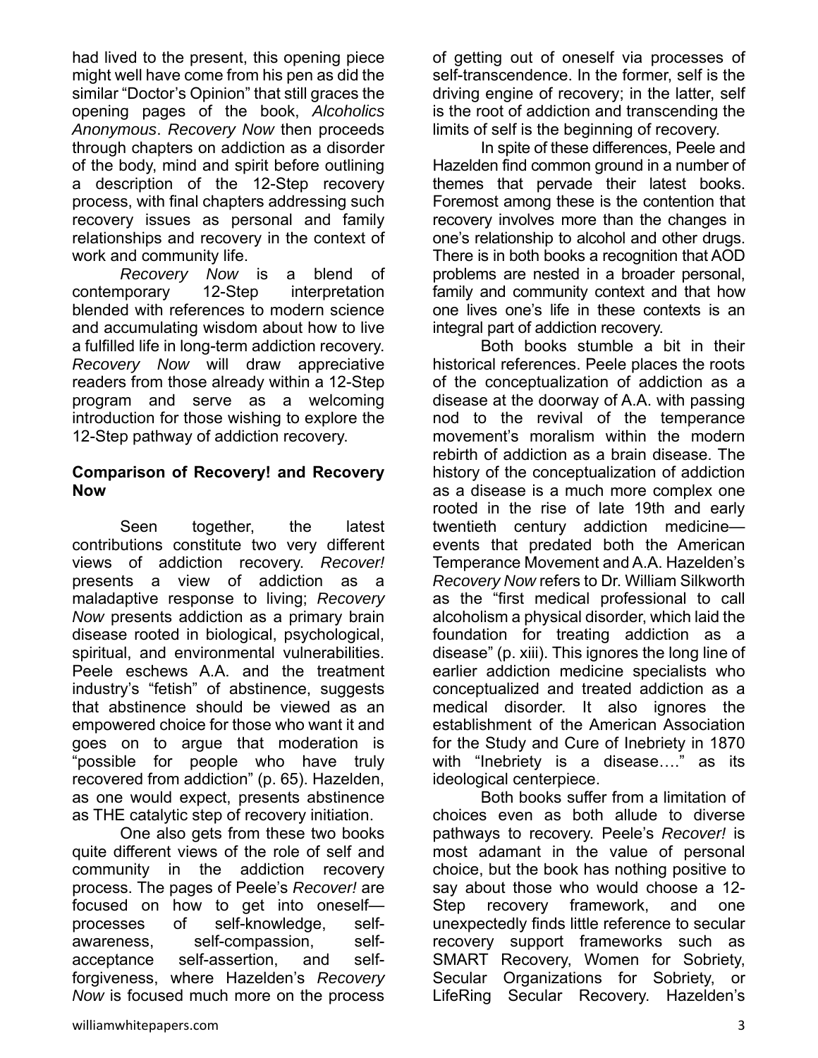had lived to the present, this opening piece might well have come from his pen as did the similar "Doctor's Opinion" that still graces the opening pages of the book, *Alcoholics Anonymous*. *Recovery Now* then proceeds through chapters on addiction as a disorder of the body, mind and spirit before outlining a description of the 12-Step recovery process, with final chapters addressing such recovery issues as personal and family relationships and recovery in the context of work and community life.

*Recovery Now* is a blend of contemporary 12-Step interpretation blended with references to modern science and accumulating wisdom about how to live a fulfilled life in long-term addiction recovery. *Recovery Now* will draw appreciative readers from those already within a 12-Step program and serve as a welcoming introduction for those wishing to explore the 12-Step pathway of addiction recovery.

**Comparison of Recovery! and Recovery Now**

Seen together, the latest contributions constitute two very different views of addiction recovery. *Recover!* presents a view of addiction as a maladaptive response to living; *Recovery Now* presents addiction as a primary brain disease rooted in biological, psychological, spiritual, and environmental vulnerabilities. Peele eschews A.A. and the treatment industry's "fetish" of abstinence, suggests that abstinence should be viewed as an empowered choice for those who want it and goes on to argue that moderation is "possible for people who have truly recovered from addiction" (p. 65). Hazelden, as one would expect, presents abstinence as THE catalytic step of recovery initiation.

One also gets from these two books quite different views of the role of self and community in the addiction recovery process. The pages of Peele's *Recover!* are focused on how to get into oneself—processes of self-knowledge, self-awareness, self-compassion, self-acceptance self-assertion, and self-forgiveness, where Hazelden's *Recovery Now* is focused much more on the process of getting out of oneself via processes of self-transcendence. In the former, self is the driving engine of recovery; in the latter, self is the root of addiction and transcending the limits of self is the beginning of recovery.

In spite of these differences, Peele and Hazelden find common ground in a number of themes that pervade their latest books. Foremost among these is the contention that recovery involves more than the changes in one's relationship to alcohol and other drugs. There is in both books a recognition that AOD problems are nested in a broader personal, family and community context and that how one lives one's life in these contexts is an integral part of addiction recovery.

Both books stumble a bit in their historical references. Peele places the roots of the conceptualization of addiction as a disease at the doorway of A.A. with passing nod to the revival of the temperance movement's moralism within the modern rebirth of addiction as a brain disease. The history of the conceptualization of addiction as a disease is a much more complex one rooted in the rise of late 19th and early twentieth century addiction medicine—events that predated both the American Temperance Movement and A.A. Hazelden's *Recovery Now* refers to Dr. William Silkworth as the "first medical professional to call alcoholism a physical disorder, which laid the foundation for treating addiction as a disease" (p. xiii). This ignores the long line of earlier addiction medicine specialists who conceptualized and treated addiction as a medical disorder. It also ignores the establishment of the American Association for the Study and Cure of Inebriety in 1870 with "Inebriety is a disease…." as its ideological centerpiece.

Both books suffer from a limitation of choices even as both allude to diverse pathways to recovery. Peele's *Recover!* is most adamant in the value of personal choice, but the book has nothing positive to say about those who would choose a 12-Step recovery framework, and one unexpectedly finds little reference to secular recovery support frameworks such as SMART Recovery, Women for Sobriety, Secular Organizations for Sobriety, or LifeRing Secular Recovery. Hazelden's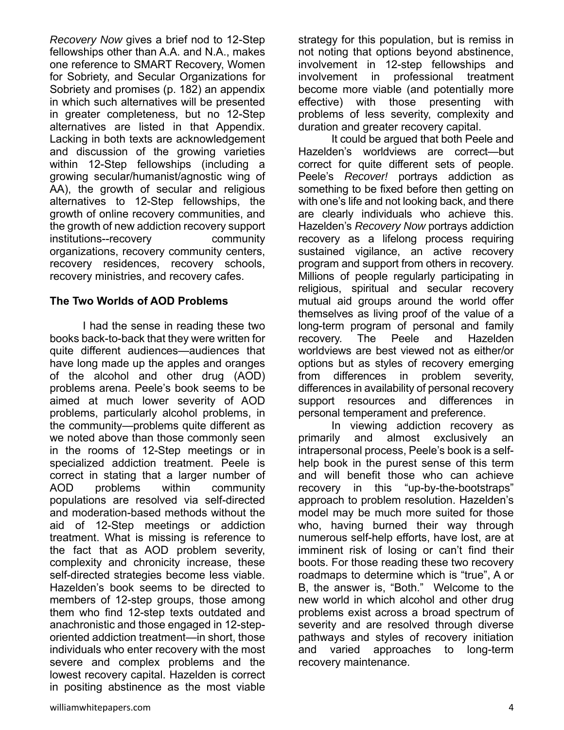*Recovery Now* gives a brief nod to 12-Step fellowships other than A.A. and N.A., makes one reference to SMART Recovery, Women for Sobriety, and Secular Organizations for Sobriety and promises (p. 182) an appendix in which such alternatives will be presented in greater completeness, but no 12-Step alternatives are listed in that Appendix. Lacking in both texts are acknowledgement and discussion of the growing varieties within 12-Step fellowships (including a growing secular/humanist/agnostic wing of AA), the growth of secular and religious alternatives to 12-Step fellowships, the growth of online recovery communities, and the growth of new addiction recovery support institutions--recovery community organizations, recovery community centers, recovery residences, recovery schools, recovery ministries, and recovery cafes.

### The Two Worlds of AOD Problems

I had the sense in reading these two books back-to-back that they were written for quite different audiences—audiences that have long made up the apples and oranges of the alcohol and other drug (AOD) problems arena. Peele's book seems to be aimed at much lower severity of AOD problems, particularly alcohol problems, in the community—problems quite different as we noted above than those commonly seen in the rooms of 12-Step meetings or in specialized addiction treatment. Peele is correct in stating that a larger number of AOD problems within community populations are resolved via self-directed and moderation-based methods without the aid of 12-Step meetings or addiction treatment. What is missing is reference to the fact that as AOD problem severity, complexity and chronicity increase, these self-directed strategies become less viable. Hazelden's book seems to be directed to members of 12-step groups, those among them who find 12-step texts outdated and anachronistic and those engaged in 12-step-oriented addiction treatment—in short, those individuals who enter recovery with the most severe and complex problems and the lowest recovery capital. Hazelden is correct in positing abstinence as the most viable strategy for this population, but is remiss in not noting that options beyond abstinence, involvement in 12-step fellowships and involvement in professional treatment become more viable (and potentially more effective) with those presenting with problems of less severity, complexity and duration and greater recovery capital.

It could be argued that both Peele and Hazelden's worldviews are correct—but correct for quite different sets of people. Peele's *Recover!* portrays addiction as something to be fixed before then getting on with one's life and not looking back, and there are clearly individuals who achieve this. Hazelden's *Recovery Now* portrays addiction recovery as a lifelong process requiring sustained vigilance, an active recovery program and support from others in recovery. Millions of people regularly participating in religious, spiritual and secular recovery mutual aid groups around the world offer themselves as living proof of the value of a long-term program of personal and family recovery. The Peele and Hazelden worldviews are best viewed not as either/or options but as styles of recovery emerging from differences in problem severity, differences in availability of personal recovery support resources and differences in personal temperament and preference.

In viewing addiction recovery as primarily and almost exclusively an intrapersonal process, Peele's book is a self-help book in the purest sense of this term and will benefit those who can achieve recovery in this "up-by-the-bootstraps" approach to problem resolution. Hazelden's model may be much more suited for those who, having burned their way through numerous self-help efforts, have lost, are at imminent risk of losing or can't find their boots. For those reading these two recovery roadmaps to determine which is "true", A or B, the answer is, "Both." Welcome to the new world in which alcohol and other drug problems exist across a broad spectrum of severity and are resolved through diverse pathways and styles of recovery initiation and varied approaches to long-term recovery maintenance.